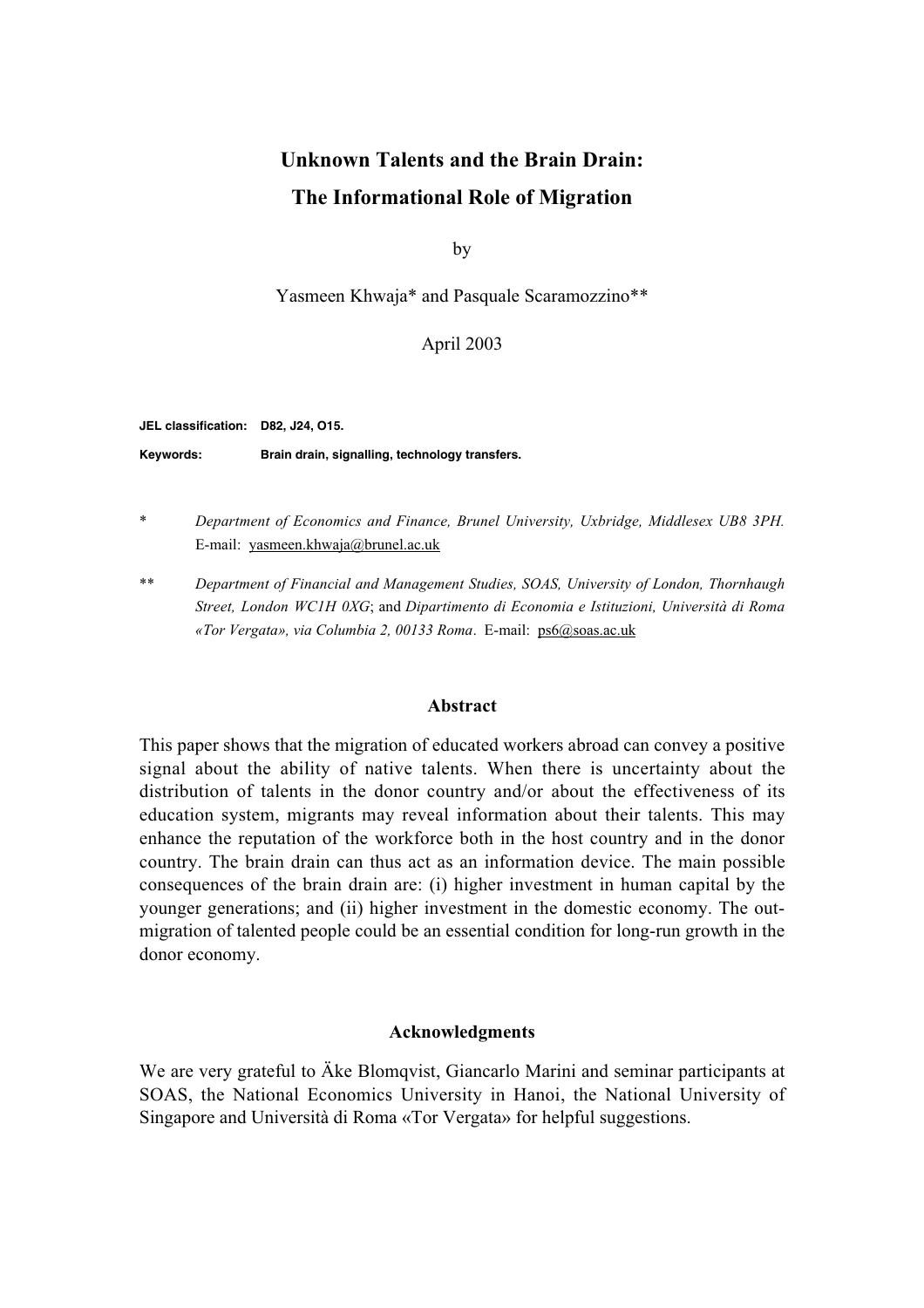# Unknown Talents and the Brain Drain:
# The Informational Role of Migration

by

Yasmeen Khwaja* and Pasquale Scaramozzino**

April 2003

**JEL classification:** D82, J24, O15.

**Keywords:** Brain drain, signalling, technology transfers.

\* *Department of Economics and Finance, Brunel University, Uxbridge, Middlesex UB8 3PH.* E-mail: yasmeen.khwaja@brunel.ac.uk

\** *Department of Financial and Management Studies, SOAS, University of London, Thornhaugh Street, London WC1H 0XG*; and *Dipartimento di Economia e Istituzioni, Università di Roma «Tor Vergata», via Columbia 2, 00133 Roma*. E-mail: ps6@soas.ac.uk

## Abstract

This paper shows that the migration of educated workers abroad can convey a positive signal about the ability of native talents. When there is uncertainty about the distribution of talents in the donor country and/or about the effectiveness of its education system, migrants may reveal information about their talents. This may enhance the reputation of the workforce both in the host country and in the donor country. The brain drain can thus act as an information device. The main possible consequences of the brain drain are: (i) higher investment in human capital by the younger generations; and (ii) higher investment in the domestic economy. The out-migration of talented people could be an essential condition for long-run growth in the donor economy.

## Acknowledgments

We are very grateful to Äke Blomqvist, Giancarlo Marini and seminar participants at SOAS, the National Economics University in Hanoi, the National University of Singapore and Università di Roma «Tor Vergata» for helpful suggestions.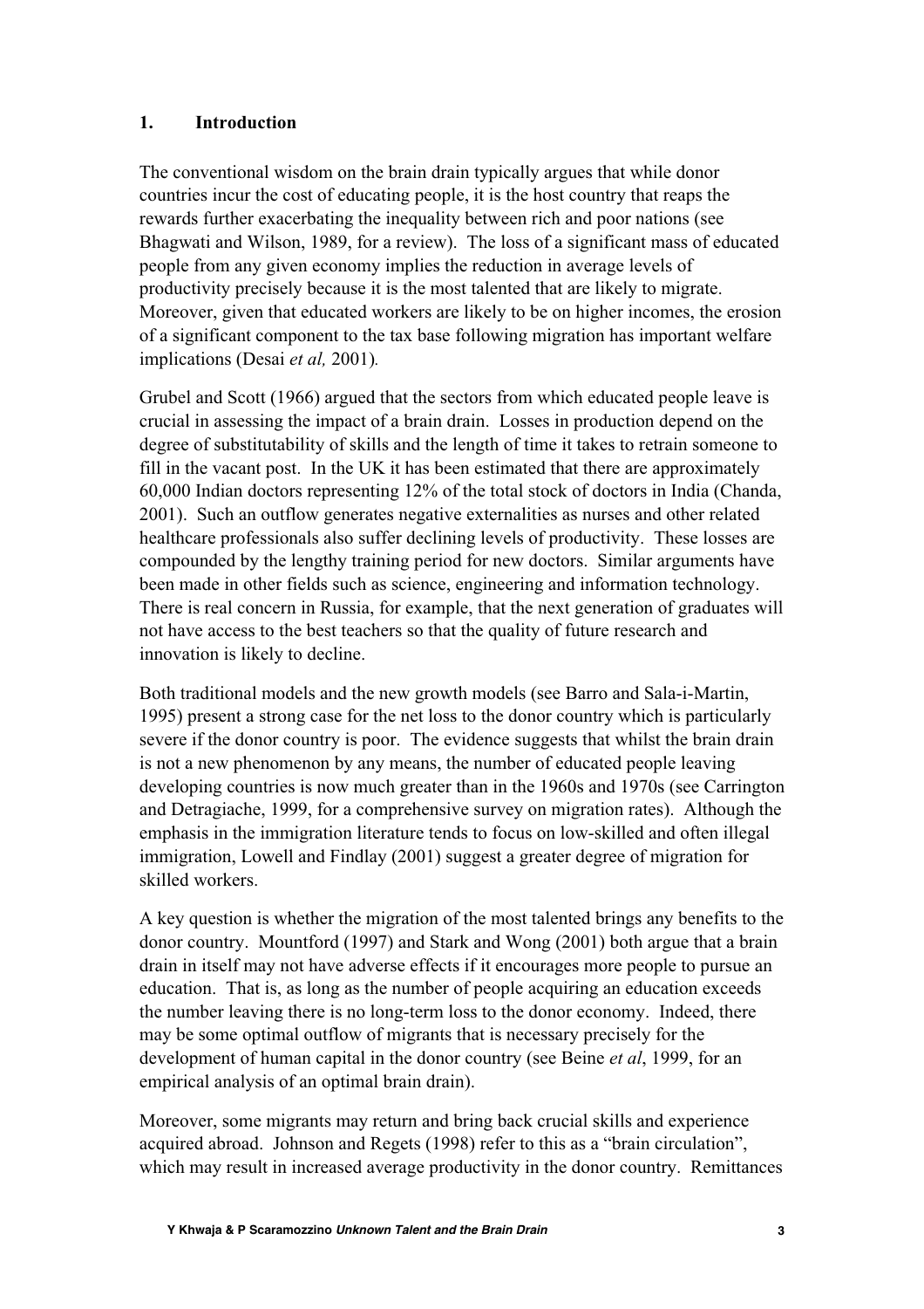## 1. Introduction

The conventional wisdom on the brain drain typically argues that while donor countries incur the cost of educating people, it is the host country that reaps the rewards further exacerbating the inequality between rich and poor nations (see Bhagwati and Wilson, 1989, for a review). The loss of a significant mass of educated people from any given economy implies the reduction in average levels of productivity precisely because it is the most talented that are likely to migrate. Moreover, given that educated workers are likely to be on higher incomes, the erosion of a significant component to the tax base following migration has important welfare implications (Desai *et al,* 2001).

Grubel and Scott (1966) argued that the sectors from which educated people leave is crucial in assessing the impact of a brain drain. Losses in production depend on the degree of substitutability of skills and the length of time it takes to retrain someone to fill in the vacant post. In the UK it has been estimated that there are approximately 60,000 Indian doctors representing 12% of the total stock of doctors in India (Chanda, 2001). Such an outflow generates negative externalities as nurses and other related healthcare professionals also suffer declining levels of productivity. These losses are compounded by the lengthy training period for new doctors. Similar arguments have been made in other fields such as science, engineering and information technology. There is real concern in Russia, for example, that the next generation of graduates will not have access to the best teachers so that the quality of future research and innovation is likely to decline.

Both traditional models and the new growth models (see Barro and Sala-i-Martin, 1995) present a strong case for the net loss to the donor country which is particularly severe if the donor country is poor. The evidence suggests that whilst the brain drain is not a new phenomenon by any means, the number of educated people leaving developing countries is now much greater than in the 1960s and 1970s (see Carrington and Detragiache, 1999, for a comprehensive survey on migration rates). Although the emphasis in the immigration literature tends to focus on low-skilled and often illegal immigration, Lowell and Findlay (2001) suggest a greater degree of migration for skilled workers.

A key question is whether the migration of the most talented brings any benefits to the donor country. Mountford (1997) and Stark and Wong (2001) both argue that a brain drain in itself may not have adverse effects if it encourages more people to pursue an education. That is, as long as the number of people acquiring an education exceeds the number leaving there is no long-term loss to the donor economy. Indeed, there may be some optimal outflow of migrants that is necessary precisely for the development of human capital in the donor country (see Beine *et al*, 1999, for an empirical analysis of an optimal brain drain).

Moreover, some migrants may return and bring back crucial skills and experience acquired abroad. Johnson and Regets (1998) refer to this as a "brain circulation", which may result in increased average productivity in the donor country. Remittances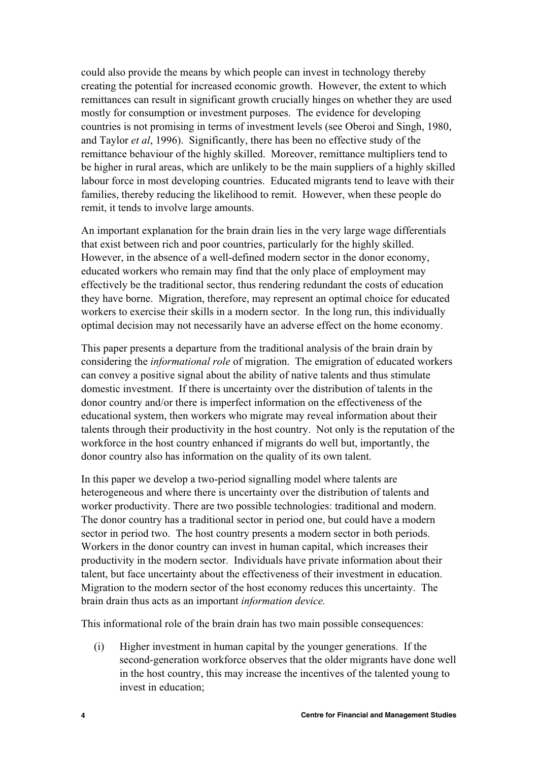could also provide the means by which people can invest in technology thereby creating the potential for increased economic growth. However, the extent to which remittances can result in significant growth crucially hinges on whether they are used mostly for consumption or investment purposes. The evidence for developing countries is not promising in terms of investment levels (see Oberoi and Singh, 1980, and Taylor *et al*, 1996). Significantly, there has been no effective study of the remittance behaviour of the highly skilled. Moreover, remittance multipliers tend to be higher in rural areas, which are unlikely to be the main suppliers of a highly skilled labour force in most developing countries. Educated migrants tend to leave with their families, thereby reducing the likelihood to remit. However, when these people do remit, it tends to involve large amounts.

An important explanation for the brain drain lies in the very large wage differentials that exist between rich and poor countries, particularly for the highly skilled. However, in the absence of a well-defined modern sector in the donor economy, educated workers who remain may find that the only place of employment may effectively be the traditional sector, thus rendering redundant the costs of education they have borne. Migration, therefore, may represent an optimal choice for educated workers to exercise their skills in a modern sector. In the long run, this individually optimal decision may not necessarily have an adverse effect on the home economy.

This paper presents a departure from the traditional analysis of the brain drain by considering the *informational role* of migration. The emigration of educated workers can convey a positive signal about the ability of native talents and thus stimulate domestic investment. If there is uncertainty over the distribution of talents in the donor country and/or there is imperfect information on the effectiveness of the educational system, then workers who migrate may reveal information about their talents through their productivity in the host country. Not only is the reputation of the workforce in the host country enhanced if migrants do well but, importantly, the donor country also has information on the quality of its own talent.

In this paper we develop a two-period signalling model where talents are heterogeneous and where there is uncertainty over the distribution of talents and worker productivity. There are two possible technologies: traditional and modern. The donor country has a traditional sector in period one, but could have a modern sector in period two. The host country presents a modern sector in both periods. Workers in the donor country can invest in human capital, which increases their productivity in the modern sector. Individuals have private information about their talent, but face uncertainty about the effectiveness of their investment in education. Migration to the modern sector of the host economy reduces this uncertainty. The brain drain thus acts as an important *information device.*

This informational role of the brain drain has two main possible consequences:

(i) Higher investment in human capital by the younger generations. If the second-generation workforce observes that the older migrants have done well in the host country, this may increase the incentives of the talented young to invest in education;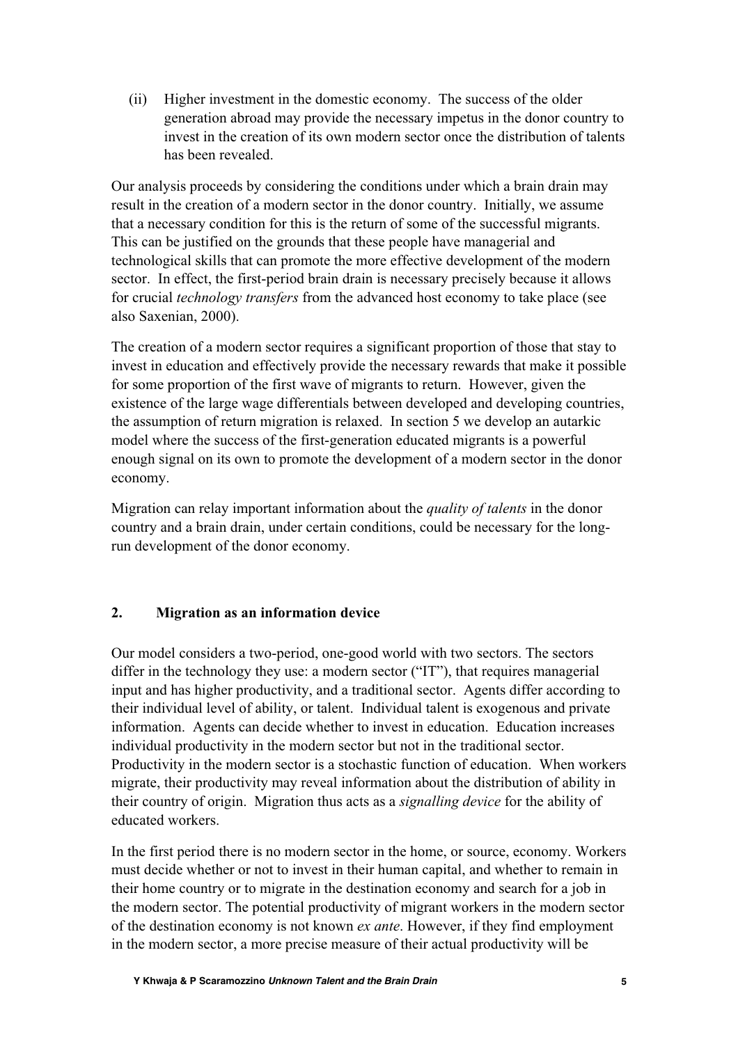(ii) Higher investment in the domestic economy. The success of the older generation abroad may provide the necessary impetus in the donor country to invest in the creation of its own modern sector once the distribution of talents has been revealed.

Our analysis proceeds by considering the conditions under which a brain drain may result in the creation of a modern sector in the donor country. Initially, we assume that a necessary condition for this is the return of some of the successful migrants. This can be justified on the grounds that these people have managerial and technological skills that can promote the more effective development of the modern sector. In effect, the first-period brain drain is necessary precisely because it allows for crucial *technology transfers* from the advanced host economy to take place (see also Saxenian, 2000).

The creation of a modern sector requires a significant proportion of those that stay to invest in education and effectively provide the necessary rewards that make it possible for some proportion of the first wave of migrants to return. However, given the existence of the large wage differentials between developed and developing countries, the assumption of return migration is relaxed. In section 5 we develop an autarkic model where the success of the first-generation educated migrants is a powerful enough signal on its own to promote the development of a modern sector in the donor economy.

Migration can relay important information about the *quality of talents* in the donor country and a brain drain, under certain conditions, could be necessary for the long-run development of the donor economy.

## 2. Migration as an information device

Our model considers a two-period, one-good world with two sectors. The sectors differ in the technology they use: a modern sector ("IT"), that requires managerial input and has higher productivity, and a traditional sector. Agents differ according to their individual level of ability, or talent. Individual talent is exogenous and private information. Agents can decide whether to invest in education. Education increases individual productivity in the modern sector but not in the traditional sector. Productivity in the modern sector is a stochastic function of education. When workers migrate, their productivity may reveal information about the distribution of ability in their country of origin. Migration thus acts as a *signalling device* for the ability of educated workers.

In the first period there is no modern sector in the home, or source, economy. Workers must decide whether or not to invest in their human capital, and whether to remain in their home country or to migrate in the destination economy and search for a job in the modern sector. The potential productivity of migrant workers in the modern sector of the destination economy is not known *ex ante*. However, if they find employment in the modern sector, a more precise measure of their actual productivity will be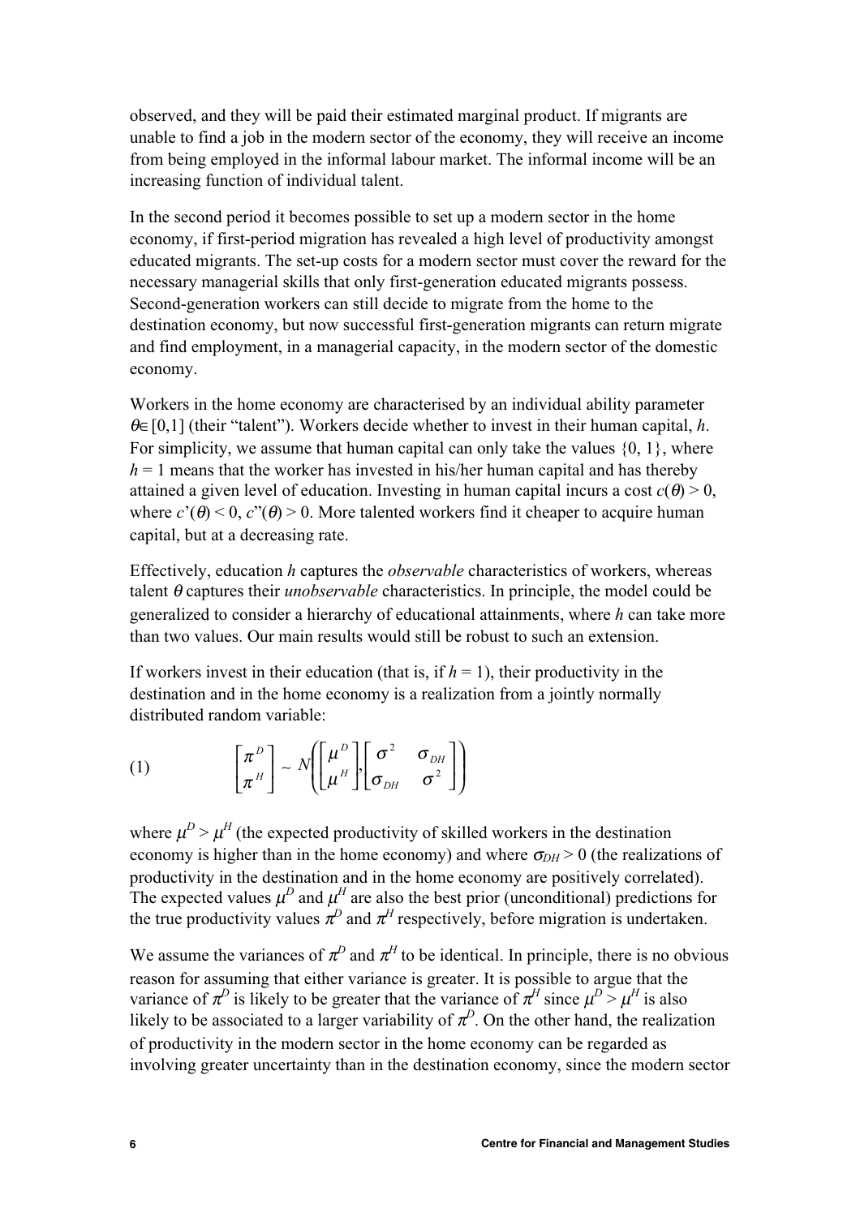observed, and they will be paid their estimated marginal product. If migrants are unable to find a job in the modern sector of the economy, they will receive an income from being employed in the informal labour market. The informal income will be an increasing function of individual talent.

In the second period it becomes possible to set up a modern sector in the home economy, if first-period migration has revealed a high level of productivity amongst educated migrants. The set-up costs for a modern sector must cover the reward for the necessary managerial skills that only first-generation educated migrants possess. Second-generation workers can still decide to migrate from the home to the destination economy, but now successful first-generation migrants can return migrate and find employment, in a managerial capacity, in the modern sector of the domestic economy.

Workers in the home economy are characterised by an individual ability parameter $\theta \in [0,1]$ (their "talent"). Workers decide whether to invest in their human capital, $h$. For simplicity, we assume that human capital can only take the values $\{0, 1\}$, where $h = 1$ means that the worker has invested in his/her human capital and has thereby attained a given level of education. Investing in human capital incurs a cost $c(\theta) > 0$, where $c'(\theta) < 0$, $c''(\theta) > 0$. More talented workers find it cheaper to acquire human capital, but at a decreasing rate.

Effectively, education $h$ captures the *observable* characteristics of workers, whereas talent $\theta$ captures their *unobservable* characteristics. In principle, the model could be generalized to consider a hierarchy of educational attainments, where $h$ can take more than two values. Our main results would still be robust to such an extension.

If workers invest in their education (that is, if $h = 1$), their productivity in the destination and in the home economy is a realization from a jointly normally distributed random variable:

$$(1) \qquad \begin{bmatrix} \pi^D \\ \pi^H \end{bmatrix} \sim N\left( \begin{bmatrix} \mu^D \\ \mu^H \end{bmatrix}, \begin{bmatrix} \sigma^2 & \sigma_{DH} \\ \sigma_{DH} & \sigma^2 \end{bmatrix} \right)$$

where $\mu^D > \mu^H$ (the expected productivity of skilled workers in the destination economy is higher than in the home economy) and where $\sigma_{DH} > 0$ (the realizations of productivity in the destination and in the home economy are positively correlated). The expected values $\mu^D$ and $\mu^H$ are also the best prior (unconditional) predictions for the true productivity values $\pi^D$ and $\pi^H$ respectively, before migration is undertaken.

We assume the variances of $\pi^D$ and $\pi^H$ to be identical. In principle, there is no obvious reason for assuming that either variance is greater. It is possible to argue that the variance of $\pi^D$ is likely to be greater that the variance of $\pi^H$ since $\mu^D > \mu^H$ is also likely to be associated to a larger variability of $\pi^D$. On the other hand, the realization of productivity in the modern sector in the home economy can be regarded as involving greater uncertainty than in the destination economy, since the modern sector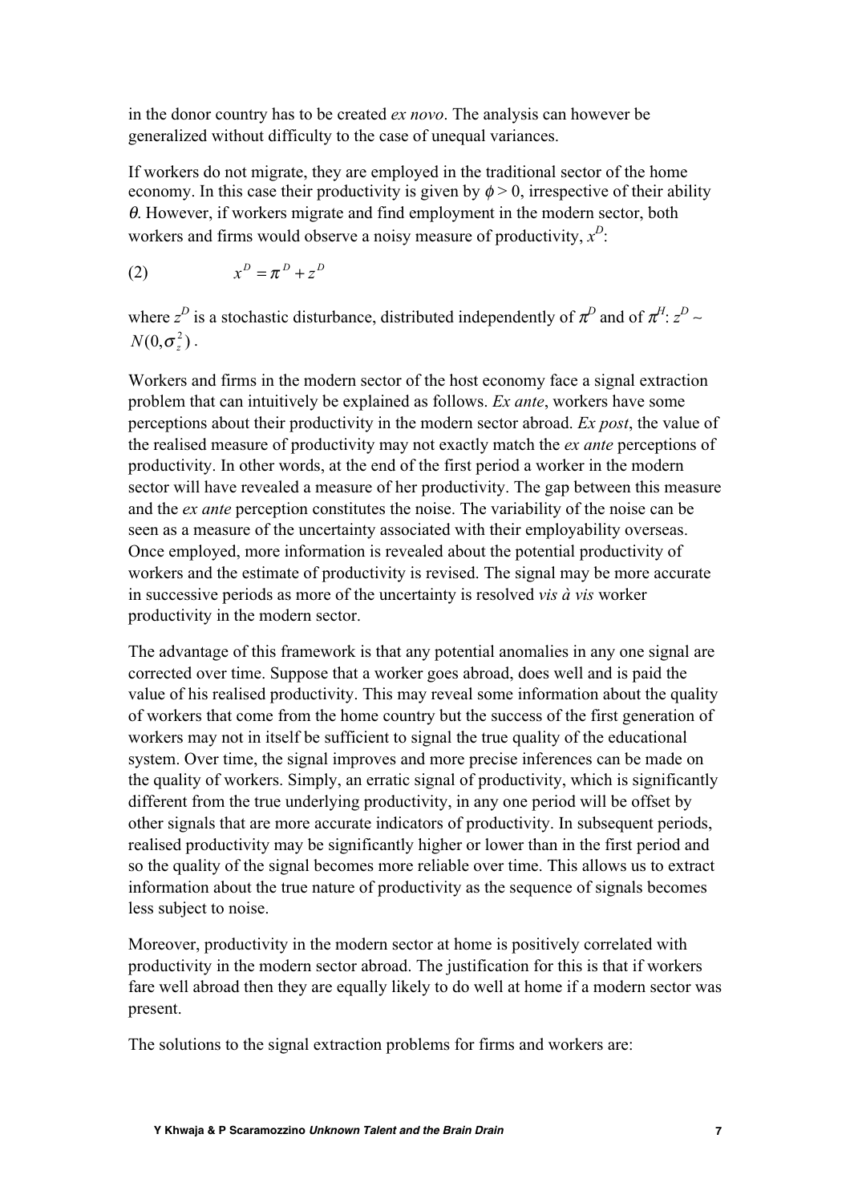in the donor country has to be created *ex novo*. The analysis can however be generalized without difficulty to the case of unequal variances.

If workers do not migrate, they are employed in the traditional sector of the home economy. In this case their productivity is given by $\phi > 0$, irrespective of their ability $\theta$. However, if workers migrate and find employment in the modern sector, both workers and firms would observe a noisy measure of productivity, $x^D$:

$$x^D = \pi^D + z^D \tag{2}$$

where $z^D$ is a stochastic disturbance, distributed independently of $\pi^D$ and of $\pi^H$: $z^D \sim N(0, \sigma_z^2)$.

Workers and firms in the modern sector of the host economy face a signal extraction problem that can intuitively be explained as follows. *Ex ante*, workers have some perceptions about their productivity in the modern sector abroad. *Ex post*, the value of the realised measure of productivity may not exactly match the *ex ante* perceptions of productivity. In other words, at the end of the first period a worker in the modern sector will have revealed a measure of her productivity. The gap between this measure and the *ex ante* perception constitutes the noise. The variability of the noise can be seen as a measure of the uncertainty associated with their employability overseas. Once employed, more information is revealed about the potential productivity of workers and the estimate of productivity is revised. The signal may be more accurate in successive periods as more of the uncertainty is resolved *vis à vis* worker productivity in the modern sector.

The advantage of this framework is that any potential anomalies in any one signal are corrected over time. Suppose that a worker goes abroad, does well and is paid the value of his realised productivity. This may reveal some information about the quality of workers that come from the home country but the success of the first generation of workers may not in itself be sufficient to signal the true quality of the educational system. Over time, the signal improves and more precise inferences can be made on the quality of workers. Simply, an erratic signal of productivity, which is significantly different from the true underlying productivity, in any one period will be offset by other signals that are more accurate indicators of productivity. In subsequent periods, realised productivity may be significantly higher or lower than in the first period and so the quality of the signal becomes more reliable over time. This allows us to extract information about the true nature of productivity as the sequence of signals becomes less subject to noise.

Moreover, productivity in the modern sector at home is positively correlated with productivity in the modern sector abroad. The justification for this is that if workers fare well abroad then they are equally likely to do well at home if a modern sector was present.

The solutions to the signal extraction problems for firms and workers are: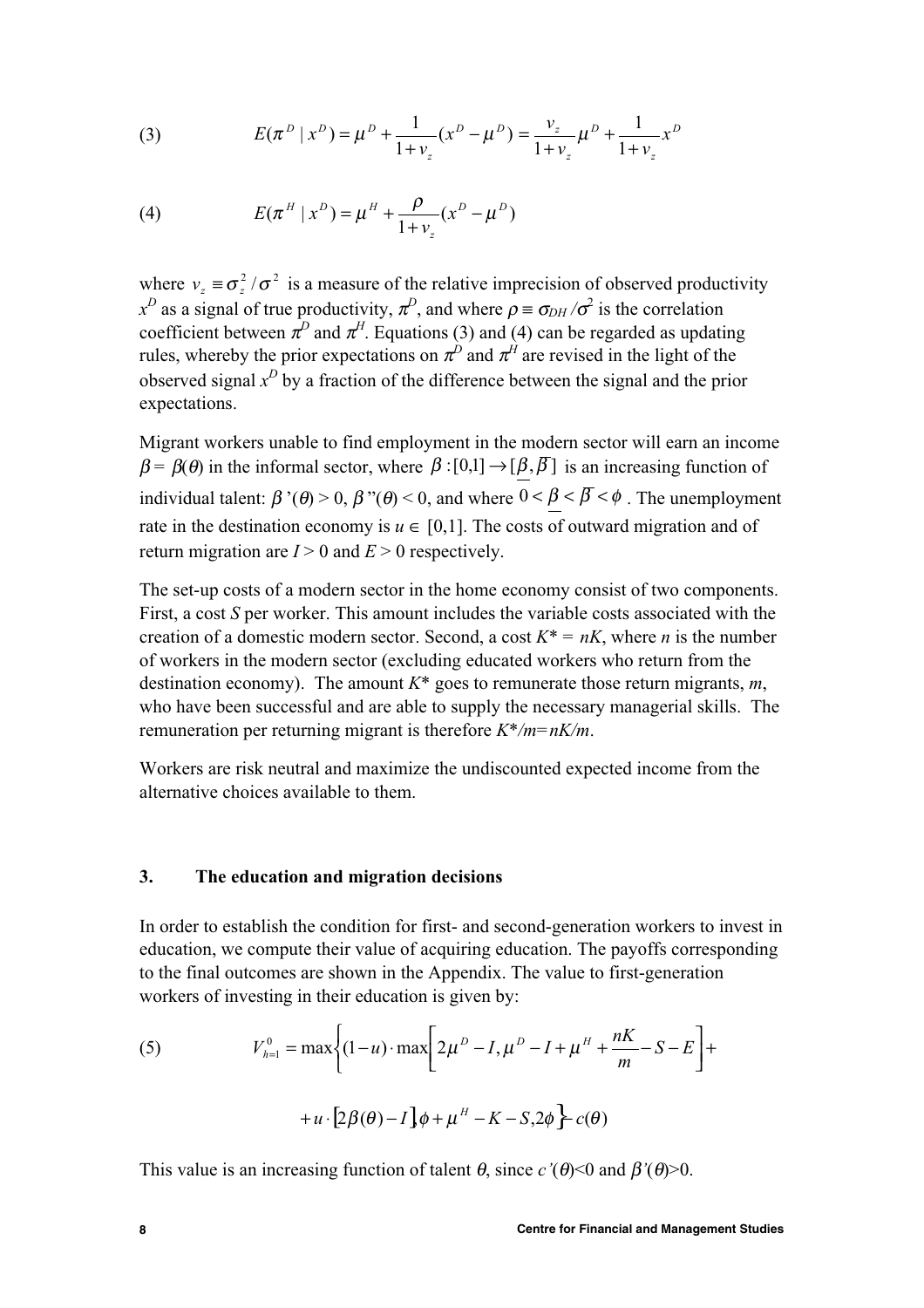$$E(\pi^D \mid x^D) = \mu^D + \frac{1}{1+v_z}(x^D - \mu^D) = \frac{v_z}{1+v_z}\mu^D + \frac{1}{1+v_z}x^D \tag{3}$$

$$E(\pi^H \mid x^D) = \mu^H + \frac{\rho}{1+v_z}(x^D - \mu^D) \tag{4}$$

where $v_z \equiv \sigma_z^2 / \sigma^2$ is a measure of the relative imprecision of observed productivity $x^D$ as a signal of true productivity, $\pi^D$, and where $\rho \equiv \sigma_{DH} / \sigma^2$ is the correlation coefficient between $\pi^D$ and $\pi^H$. Equations (3) and (4) can be regarded as updating rules, whereby the prior expectations on $\pi^D$ and $\pi^H$ are revised in the light of the observed signal $x^D$ by a fraction of the difference between the signal and the prior expectations.

Migrant workers unable to find employment in the modern sector will earn an income $\beta = \beta(\theta)$ in the informal sector, where $\beta : [0,1] \rightarrow [\underline{\beta}, \overline{\beta}]$ is an increasing function of individual talent: $\beta'(\theta) > 0$, $\beta''(\theta) < 0$, and where $0 < \underline{\beta} < \overline{\beta} < \phi$. The unemployment rate in the destination economy is $u \in [0,1]$. The costs of outward migration and of return migration are $I > 0$ and $E > 0$ respectively.

The set-up costs of a modern sector in the home economy consist of two components. First, a cost $S$ per worker. This amount includes the variable costs associated with the creation of a domestic modern sector. Second, a cost $K^* = nK$, where $n$ is the number of workers in the modern sector (excluding educated workers who return from the destination economy). The amount $K^*$ goes to remunerate those return migrants, $m$, who have been successful and are able to supply the necessary managerial skills. The remuneration per returning migrant is therefore $K^*/m = nK/m$.

Workers are risk neutral and maximize the undiscounted expected income from the alternative choices available to them.

## 3. The education and migration decisions

In order to establish the condition for first- and second-generation workers to invest in education, we compute their value of acquiring education. The payoffs corresponding to the final outcomes are shown in the Appendix. The value to first-generation workers of investing in their education is given by:

$$V_{h=1}^{0} = \max\left\{(1-u) \cdot \max\left[2\mu^D - I, \mu^D - I + \mu^H + \frac{nK}{m} - S - E\right] + u \cdot \left[2\beta(\theta) - I\right], \phi + \mu^H - K - S, 2\phi\right\} - c(\theta) \tag{5}$$

This value is an increasing function of talent $\theta$, since $c'(\theta) < 0$ and $\beta'(\theta) > 0$.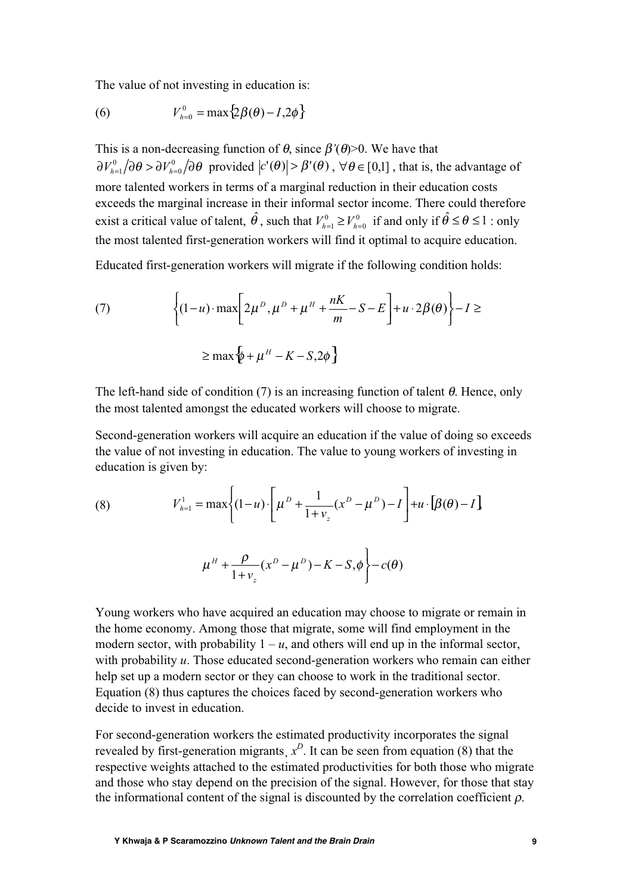The value of not investing in education is:

$$(6) \qquad V_{h=0}^{0} = \max\{2\beta(\theta) - I, 2\phi\}$$

This is a non-decreasing function of $\theta$, since $\beta'(\theta)>0$. We have that $\partial V_{h=1}^{0}/\partial\theta > \partial V_{h=0}^{0}/\partial\theta$ provided $|c'(\theta)| > \beta'(\theta)$, $\forall\theta \in [0,1]$, that is, the advantage of more talented workers in terms of a marginal reduction in their education costs exceeds the marginal increase in their informal sector income. There could therefore exist a critical value of talent, $\hat{\theta}$, such that $V_{h=1}^{0} \geq V_{h=0}^{0}$ if and only if $\hat{\theta} \leq \theta \leq 1$ : only the most talented first-generation workers will find it optimal to acquire education.

Educated first-generation workers will migrate if the following condition holds:

$$(7) \qquad \left\{(1-u)\cdot\max\left[2\mu^{D}, \mu^{D} + \mu^{H} + \frac{nK}{m} - S - E\right] + u\cdot 2\beta(\theta)\right\} - I \geq$$

$$\geq \max\{\phi + \mu^{H} - K - S, 2\phi\}$$

The left-hand side of condition (7) is an increasing function of talent $\theta$. Hence, only the most talented amongst the educated workers will choose to migrate.

Second-generation workers will acquire an education if the value of doing so exceeds the value of not investing in education. The value to young workers of investing in education is given by:

$$(8) \qquad V_{h=1}^{1} = \max\left\{(1-u)\cdot\left[\mu^{D} + \frac{1}{1+v_z}(x^{D} - \mu^{D}) - I\right] + u\cdot[\beta(\theta) - I],\right.$$

$$\left.\mu^{H} + \frac{\rho}{1+v_z}(x^{D} - \mu^{D}) - K - S, \phi\right\} - c(\theta)$$

Young workers who have acquired an education may choose to migrate or remain in the home economy. Among those that migrate, some will find employment in the modern sector, with probability $1 - u$, and others will end up in the informal sector, with probability $u$. Those educated second-generation workers who remain can either help set up a modern sector or they can choose to work in the traditional sector. Equation (8) thus captures the choices faced by second-generation workers who decide to invest in education.

For second-generation workers the estimated productivity incorporates the signal revealed by first-generation migrants¸ $x^{D}$. It can be seen from equation (8) that the respective weights attached to the estimated productivities for both those who migrate and those who stay depend on the precision of the signal. However, for those that stay the informational content of the signal is discounted by the correlation coefficient $\rho$.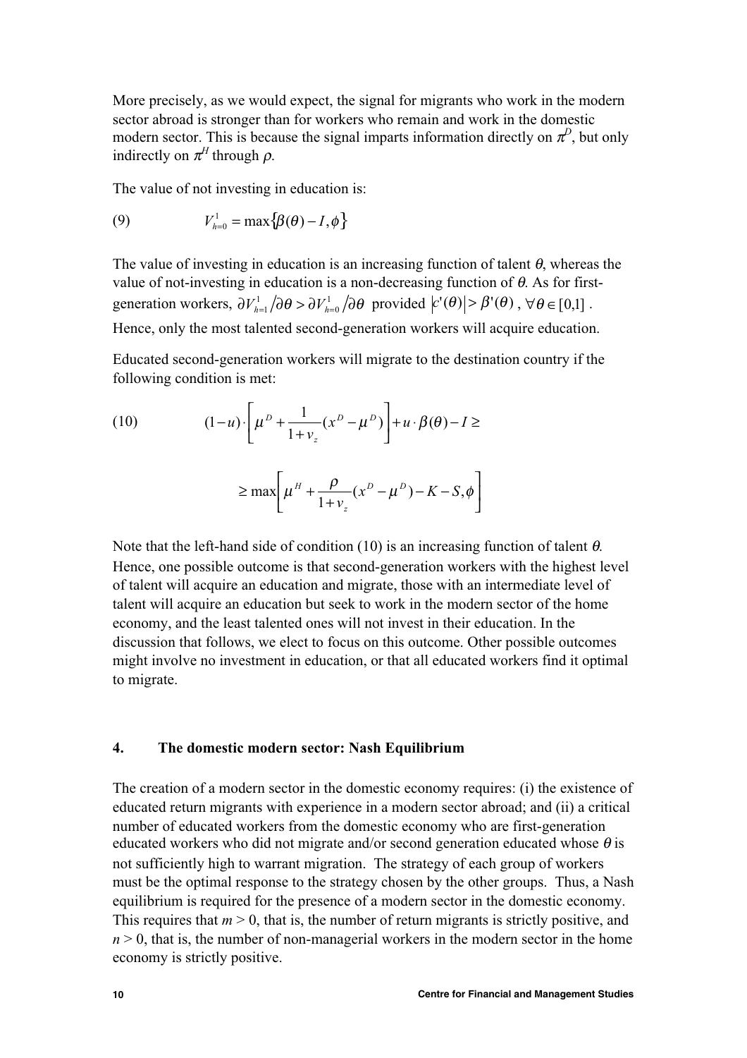More precisely, as we would expect, the signal for migrants who work in the modern sector abroad is stronger than for workers who remain and work in the domestic modern sector. This is because the signal imparts information directly on $\pi^D$, but only indirectly on $\pi^H$ through $\rho$.

The value of not investing in education is:

$$V_{h=0}^{1} = \max\{\beta(\theta) - I, \phi\} \tag{9}$$

The value of investing in education is an increasing function of talent $\theta$, whereas the value of not-investing in education is a non-decreasing function of $\theta$. As for first-generation workers, $\partial V_{h=1}^{1} / \partial\theta > \partial V_{h=0}^{1} / \partial\theta$ provided $|c'(\theta)| > \beta'(\theta)$, $\forall \theta \in [0,1]$. Hence, only the most talented second-generation workers will acquire education.

Educated second-generation workers will migrate to the destination country if the following condition is met:

$$(1-u) \cdot \left[ \mu^D + \frac{1}{1+v_z}(x^D - \mu^D) \right] + u \cdot \beta(\theta) - I \geq \tag{10}$$

$$\geq \max\left[ \mu^H + \frac{\rho}{1+v_z}(x^D - \mu^D) - K - S, \phi \right]$$

Note that the left-hand side of condition (10) is an increasing function of talent $\theta$. Hence, one possible outcome is that second-generation workers with the highest level of talent will acquire an education and migrate, those with an intermediate level of talent will acquire an education but seek to work in the modern sector of the home economy, and the least talented ones will not invest in their education. In the discussion that follows, we elect to focus on this outcome. Other possible outcomes might involve no investment in education, or that all educated workers find it optimal to migrate.

## 4. The domestic modern sector: Nash Equilibrium

The creation of a modern sector in the domestic economy requires: (i) the existence of educated return migrants with experience in a modern sector abroad; and (ii) a critical number of educated workers from the domestic economy who are first-generation educated workers who did not migrate and/or second generation educated whose $\theta$ is not sufficiently high to warrant migration. The strategy of each group of workers must be the optimal response to the strategy chosen by the other groups. Thus, a Nash equilibrium is required for the presence of a modern sector in the domestic economy. This requires that $m > 0$, that is, the number of return migrants is strictly positive, and $n > 0$, that is, the number of non-managerial workers in the modern sector in the home economy is strictly positive.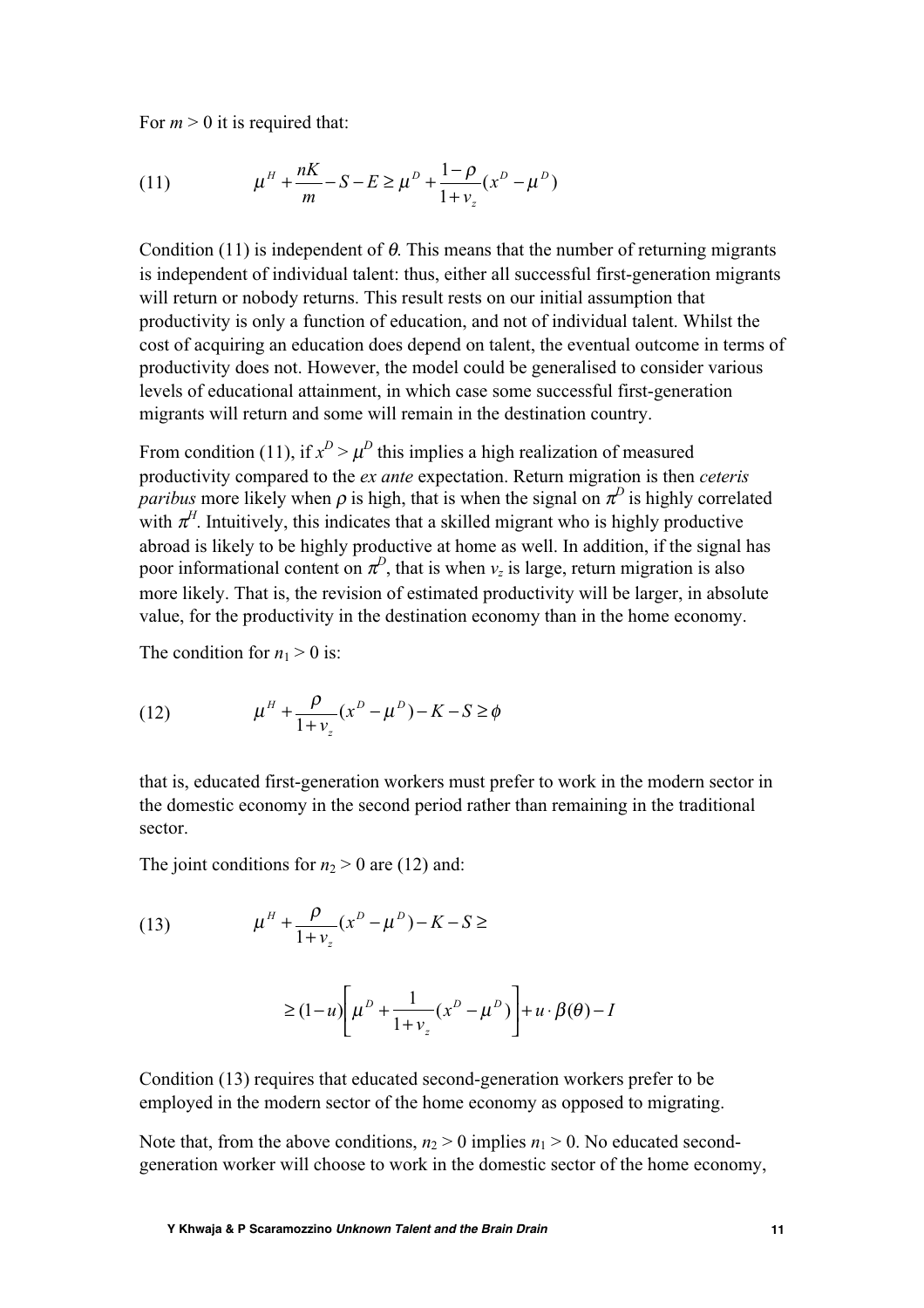For $m > 0$ it is required that:

$$\mu^H + \frac{nK}{m} - S - E \geq \mu^D + \frac{1-\rho}{1+v_z}(x^D - \mu^D) \tag{11}$$

Condition (11) is independent of $\theta$. This means that the number of returning migrants is independent of individual talent: thus, either all successful first-generation migrants will return or nobody returns. This result rests on our initial assumption that productivity is only a function of education, and not of individual talent. Whilst the cost of acquiring an education does depend on talent, the eventual outcome in terms of productivity does not. However, the model could be generalised to consider various levels of educational attainment, in which case some successful first-generation migrants will return and some will remain in the destination country.

From condition (11), if $x^D > \mu^D$ this implies a high realization of measured productivity compared to the *ex ante* expectation. Return migration is then *ceteris paribus* more likely when $\rho$ is high, that is when the signal on $\pi^D$ is highly correlated with $\pi^H$. Intuitively, this indicates that a skilled migrant who is highly productive abroad is likely to be highly productive at home as well. In addition, if the signal has poor informational content on $\pi^D$, that is when $v_z$ is large, return migration is also more likely. That is, the revision of estimated productivity will be larger, in absolute value, for the productivity in the destination economy than in the home economy.

The condition for $n_1 > 0$ is:

$$\mu^H + \frac{\rho}{1+v_z}(x^D - \mu^D) - K - S \geq \phi \tag{12}$$

that is, educated first-generation workers must prefer to work in the modern sector in the domestic economy in the second period rather than remaining in the traditional sector.

The joint conditions for $n_2 > 0$ are (12) and:

$$\mu^H + \frac{\rho}{1+v_z}(x^D - \mu^D) - K - S \geq \tag{13}$$

$$\geq (1-u)\left[\mu^D + \frac{1}{1+v_z}(x^D - \mu^D)\right] + u \cdot \beta(\theta) - I$$

Condition (13) requires that educated second-generation workers prefer to be employed in the modern sector of the home economy as opposed to migrating.

Note that, from the above conditions, $n_2 > 0$ implies $n_1 > 0$. No educated second-generation worker will choose to work in the domestic sector of the home economy,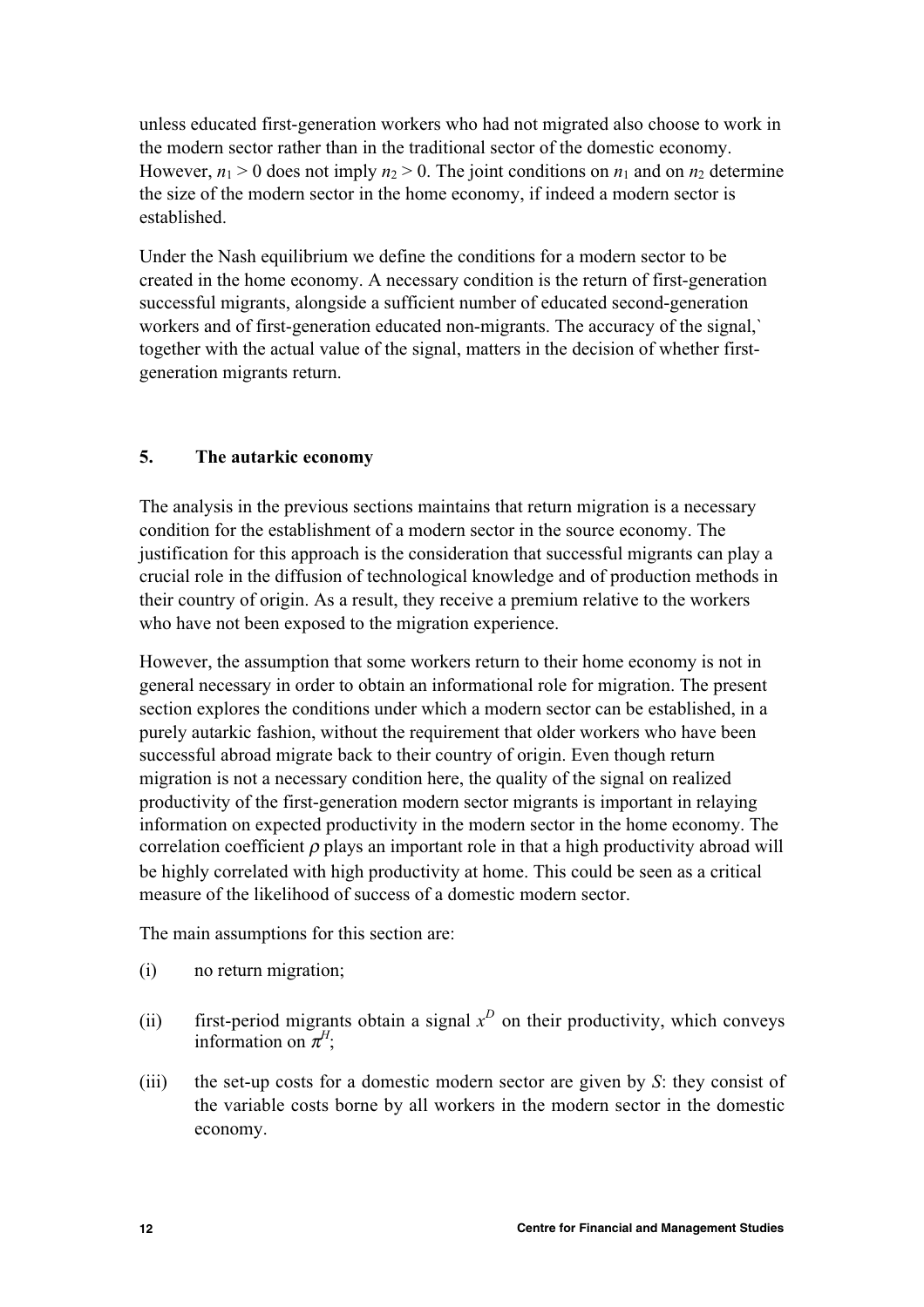unless educated first-generation workers who had not migrated also choose to work in the modern sector rather than in the traditional sector of the domestic economy. However, $n_1 > 0$ does not imply $n_2 > 0$. The joint conditions on $n_1$ and on $n_2$ determine the size of the modern sector in the home economy, if indeed a modern sector is established.

Under the Nash equilibrium we define the conditions for a modern sector to be created in the home economy. A necessary condition is the return of first-generation successful migrants, alongside a sufficient number of educated second-generation workers and of first-generation educated non-migrants. The accuracy of the signal,` together with the actual value of the signal, matters in the decision of whether first-generation migrants return.

## 5. The autarkic economy

The analysis in the previous sections maintains that return migration is a necessary condition for the establishment of a modern sector in the source economy. The justification for this approach is the consideration that successful migrants can play a crucial role in the diffusion of technological knowledge and of production methods in their country of origin. As a result, they receive a premium relative to the workers who have not been exposed to the migration experience.

However, the assumption that some workers return to their home economy is not in general necessary in order to obtain an informational role for migration. The present section explores the conditions under which a modern sector can be established, in a purely autarkic fashion, without the requirement that older workers who have been successful abroad migrate back to their country of origin. Even though return migration is not a necessary condition here, the quality of the signal on realized productivity of the first-generation modern sector migrants is important in relaying information on expected productivity in the modern sector in the home economy. The correlation coefficient $\rho$ plays an important role in that a high productivity abroad will be highly correlated with high productivity at home. This could be seen as a critical measure of the likelihood of success of a domestic modern sector.

The main assumptions for this section are:

(i) no return migration;

(ii) first-period migrants obtain a signal $x^D$ on their productivity, which conveys information on $\pi^H$;

(iii) the set-up costs for a domestic modern sector are given by $S$: they consist of the variable costs borne by all workers in the modern sector in the domestic economy.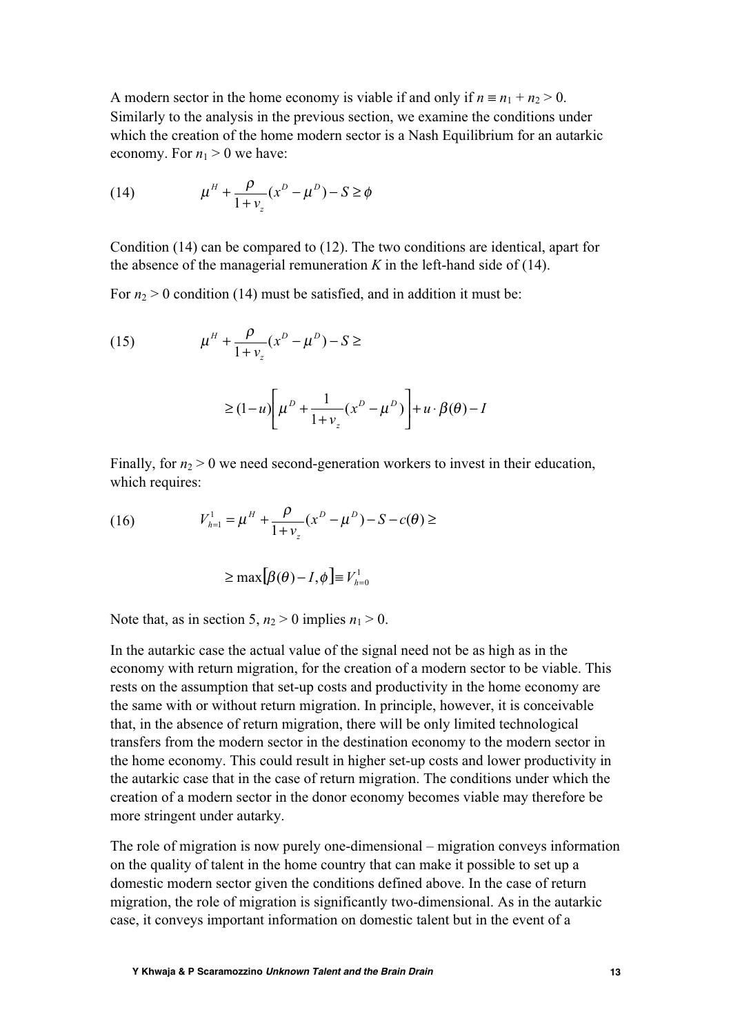A modern sector in the home economy is viable if and only if $n \equiv n_1 + n_2 > 0$. Similarly to the analysis in the previous section, we examine the conditions under which the creation of the home modern sector is a Nash Equilibrium for an autarkic economy. For $n_1 > 0$ we have:

$$\mu^H + \frac{\rho}{1+v_z}(x^D - \mu^D) - S \geq \phi \tag{14}$$

Condition (14) can be compared to (12). The two conditions are identical, apart for the absence of the managerial remuneration $K$ in the left-hand side of (14).

For $n_2 > 0$ condition (14) must be satisfied, and in addition it must be:

$$\mu^H + \frac{\rho}{1+v_z}(x^D - \mu^D) - S \geq \tag{15}$$

$$\geq (1-u)\left[\mu^D + \frac{1}{1+v_z}(x^D - \mu^D)\right] + u \cdot \beta(\theta) - I$$

Finally, for $n_2 > 0$ we need second-generation workers to invest in their education, which requires:

$$V_{h=1}^1 = \mu^H + \frac{\rho}{1+v_z}(x^D - \mu^D) - S - c(\theta) \geq \tag{16}$$

$$\geq \max\left[\beta(\theta) - I, \phi\right] \equiv V_{h=0}^1$$

Note that, as in section 5, $n_2 > 0$ implies $n_1 > 0$.

In the autarkic case the actual value of the signal need not be as high as in the economy with return migration, for the creation of a modern sector to be viable. This rests on the assumption that set-up costs and productivity in the home economy are the same with or without return migration. In principle, however, it is conceivable that, in the absence of return migration, there will be only limited technological transfers from the modern sector in the destination economy to the modern sector in the home economy. This could result in higher set-up costs and lower productivity in the autarkic case that in the case of return migration. The conditions under which the creation of a modern sector in the donor economy becomes viable may therefore be more stringent under autarky.

The role of migration is now purely one-dimensional – migration conveys information on the quality of talent in the home country that can make it possible to set up a domestic modern sector given the conditions defined above. In the case of return migration, the role of migration is significantly two-dimensional. As in the autarkic case, it conveys important information on domestic talent but in the event of a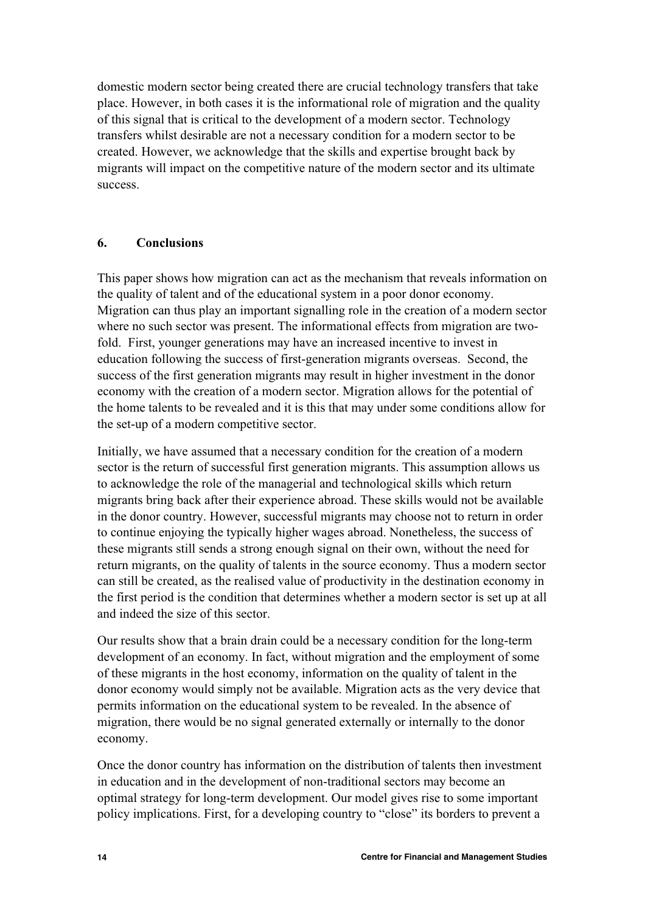domestic modern sector being created there are crucial technology transfers that take place. However, in both cases it is the informational role of migration and the quality of this signal that is critical to the development of a modern sector. Technology transfers whilst desirable are not a necessary condition for a modern sector to be created. However, we acknowledge that the skills and expertise brought back by migrants will impact on the competitive nature of the modern sector and its ultimate success.

## 6. Conclusions

This paper shows how migration can act as the mechanism that reveals information on the quality of talent and of the educational system in a poor donor economy. Migration can thus play an important signalling role in the creation of a modern sector where no such sector was present. The informational effects from migration are two-fold. First, younger generations may have an increased incentive to invest in education following the success of first-generation migrants overseas. Second, the success of the first generation migrants may result in higher investment in the donor economy with the creation of a modern sector. Migration allows for the potential of the home talents to be revealed and it is this that may under some conditions allow for the set-up of a modern competitive sector.

Initially, we have assumed that a necessary condition for the creation of a modern sector is the return of successful first generation migrants. This assumption allows us to acknowledge the role of the managerial and technological skills which return migrants bring back after their experience abroad. These skills would not be available in the donor country. However, successful migrants may choose not to return in order to continue enjoying the typically higher wages abroad. Nonetheless, the success of these migrants still sends a strong enough signal on their own, without the need for return migrants, on the quality of talents in the source economy. Thus a modern sector can still be created, as the realised value of productivity in the destination economy in the first period is the condition that determines whether a modern sector is set up at all and indeed the size of this sector.

Our results show that a brain drain could be a necessary condition for the long-term development of an economy. In fact, without migration and the employment of some of these migrants in the host economy, information on the quality of talent in the donor economy would simply not be available. Migration acts as the very device that permits information on the educational system to be revealed. In the absence of migration, there would be no signal generated externally or internally to the donor economy.

Once the donor country has information on the distribution of talents then investment in education and in the development of non-traditional sectors may become an optimal strategy for long-term development. Our model gives rise to some important policy implications. First, for a developing country to "close" its borders to prevent a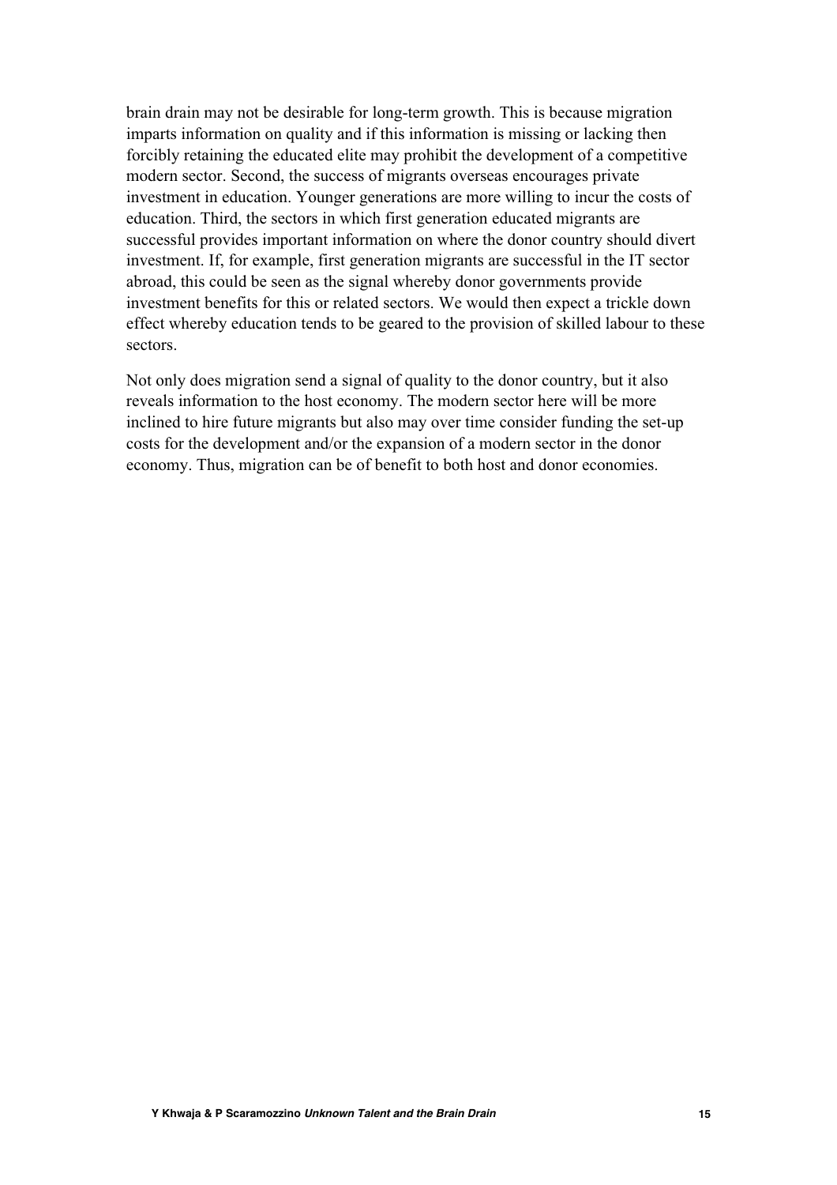brain drain may not be desirable for long-term growth. This is because migration imparts information on quality and if this information is missing or lacking then forcibly retaining the educated elite may prohibit the development of a competitive modern sector. Second, the success of migrants overseas encourages private investment in education. Younger generations are more willing to incur the costs of education. Third, the sectors in which first generation educated migrants are successful provides important information on where the donor country should divert investment. If, for example, first generation migrants are successful in the IT sector abroad, this could be seen as the signal whereby donor governments provide investment benefits for this or related sectors. We would then expect a trickle down effect whereby education tends to be geared to the provision of skilled labour to these sectors.

Not only does migration send a signal of quality to the donor country, but it also reveals information to the host economy. The modern sector here will be more inclined to hire future migrants but also may over time consider funding the set-up costs for the development and/or the expansion of a modern sector in the donor economy. Thus, migration can be of benefit to both host and donor economies.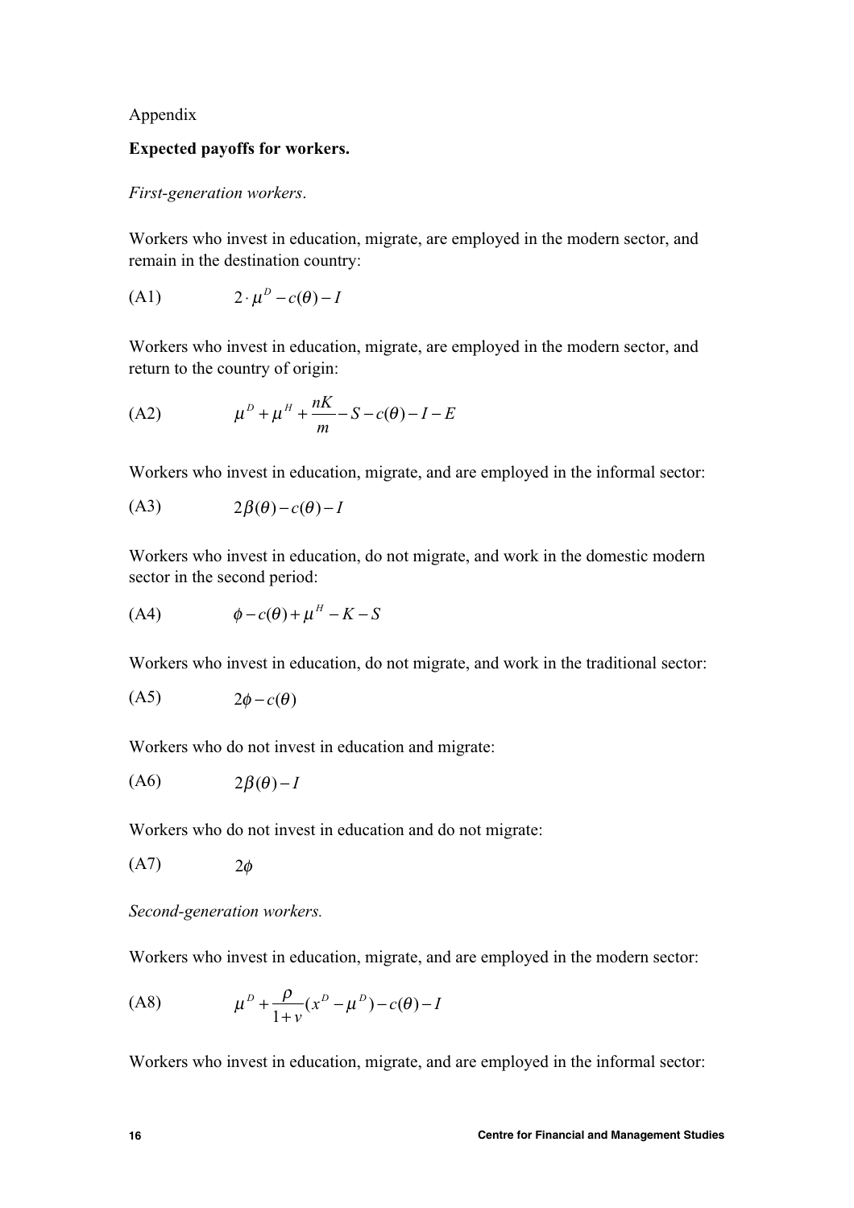Appendix

**Expected payoffs for workers.**

*First-generation workers*.

Workers who invest in education, migrate, are employed in the modern sector, and remain in the destination country:

$$2 \cdot \mu^D - c(\theta) - I \tag{A1}$$

Workers who invest in education, migrate, are employed in the modern sector, and return to the country of origin:

$$\mu^D + \mu^H + \frac{nK}{m} - S - c(\theta) - I - E \tag{A2}$$

Workers who invest in education, migrate, and are employed in the informal sector:

$$2\beta(\theta) - c(\theta) - I \tag{A3}$$

Workers who invest in education, do not migrate, and work in the domestic modern sector in the second period:

$$\phi - c(\theta) + \mu^H - K - S \tag{A4}$$

Workers who invest in education, do not migrate, and work in the traditional sector:

$$2\phi - c(\theta) \tag{A5}$$

Workers who do not invest in education and migrate:

$$2\beta(\theta) - I \tag{A6}$$

Workers who do not invest in education and do not migrate:

$$2\phi \tag{A7}$$

*Second-generation workers.*

Workers who invest in education, migrate, and are employed in the modern sector:

$$\mu^D + \frac{\rho}{1+v}(x^D - \mu^D) - c(\theta) - I \tag{A8}$$

Workers who invest in education, migrate, and are employed in the informal sector: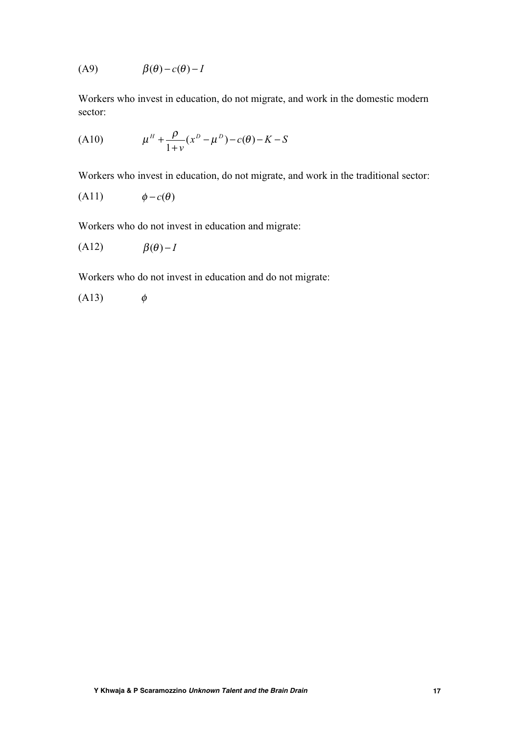(A9) $\beta(\theta) - c(\theta) - I$

Workers who invest in education, do not migrate, and work in the domestic modern sector:

(A10) $\mu^H + \dfrac{\rho}{1+v}(x^D - \mu^D) - c(\theta) - K - S$

Workers who invest in education, do not migrate, and work in the traditional sector:

(A11) $\phi - c(\theta)$

Workers who do not invest in education and migrate:

(A12) $\beta(\theta) - I$

Workers who do not invest in education and do not migrate:

(A13) $\phi$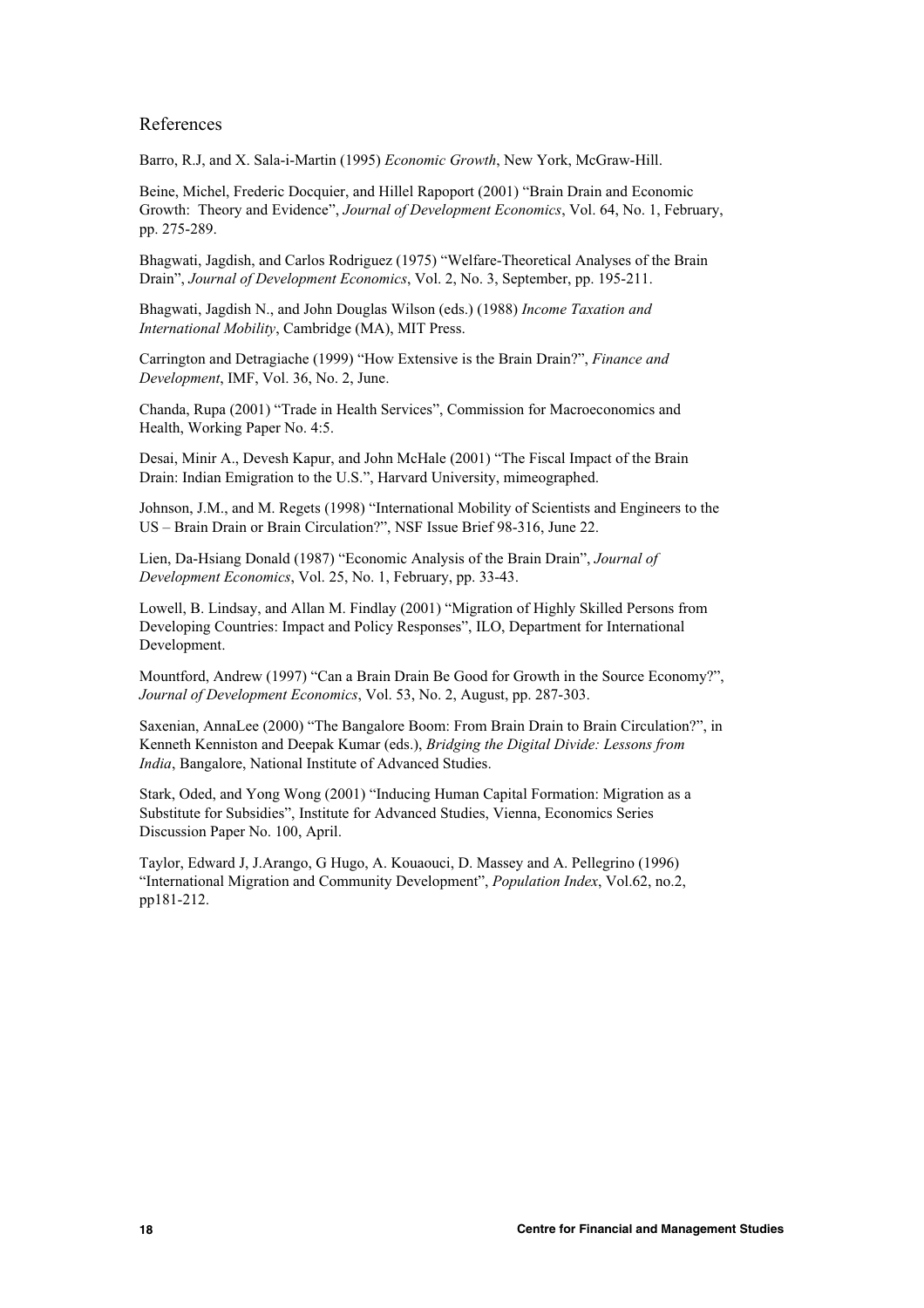## References

Barro, R.J, and X. Sala-i-Martin (1995) *Economic Growth*, New York, McGraw-Hill.

Beine, Michel, Frederic Docquier, and Hillel Rapoport (2001) "Brain Drain and Economic Growth: Theory and Evidence", *Journal of Development Economics*, Vol. 64, No. 1, February, pp. 275-289.

Bhagwati, Jagdish, and Carlos Rodriguez (1975) "Welfare-Theoretical Analyses of the Brain Drain", *Journal of Development Economics*, Vol. 2, No. 3, September, pp. 195-211.

Bhagwati, Jagdish N., and John Douglas Wilson (eds.) (1988) *Income Taxation and International Mobility*, Cambridge (MA), MIT Press.

Carrington and Detragiache (1999) "How Extensive is the Brain Drain?", *Finance and Development*, IMF, Vol. 36, No. 2, June.

Chanda, Rupa (2001) "Trade in Health Services", Commission for Macroeconomics and Health, Working Paper No. 4:5.

Desai, Minir A., Devesh Kapur, and John McHale (2001) "The Fiscal Impact of the Brain Drain: Indian Emigration to the U.S.", Harvard University, mimeographed.

Johnson, J.M., and M. Regets (1998) "International Mobility of Scientists and Engineers to the US – Brain Drain or Brain Circulation?", NSF Issue Brief 98-316, June 22.

Lien, Da-Hsiang Donald (1987) "Economic Analysis of the Brain Drain", *Journal of Development Economics*, Vol. 25, No. 1, February, pp. 33-43.

Lowell, B. Lindsay, and Allan M. Findlay (2001) "Migration of Highly Skilled Persons from Developing Countries: Impact and Policy Responses", ILO, Department for International Development.

Mountford, Andrew (1997) "Can a Brain Drain Be Good for Growth in the Source Economy?", *Journal of Development Economics*, Vol. 53, No. 2, August, pp. 287-303.

Saxenian, AnnaLee (2000) "The Bangalore Boom: From Brain Drain to Brain Circulation?", in Kenneth Kenniston and Deepak Kumar (eds.), *Bridging the Digital Divide: Lessons from India*, Bangalore, National Institute of Advanced Studies.

Stark, Oded, and Yong Wong (2001) "Inducing Human Capital Formation: Migration as a Substitute for Subsidies", Institute for Advanced Studies, Vienna, Economics Series Discussion Paper No. 100, April.

Taylor, Edward J, J.Arango, G Hugo, A. Kouaouci, D. Massey and A. Pellegrino (1996) "International Migration and Community Development", *Population Index*, Vol.62, no.2, pp181-212.